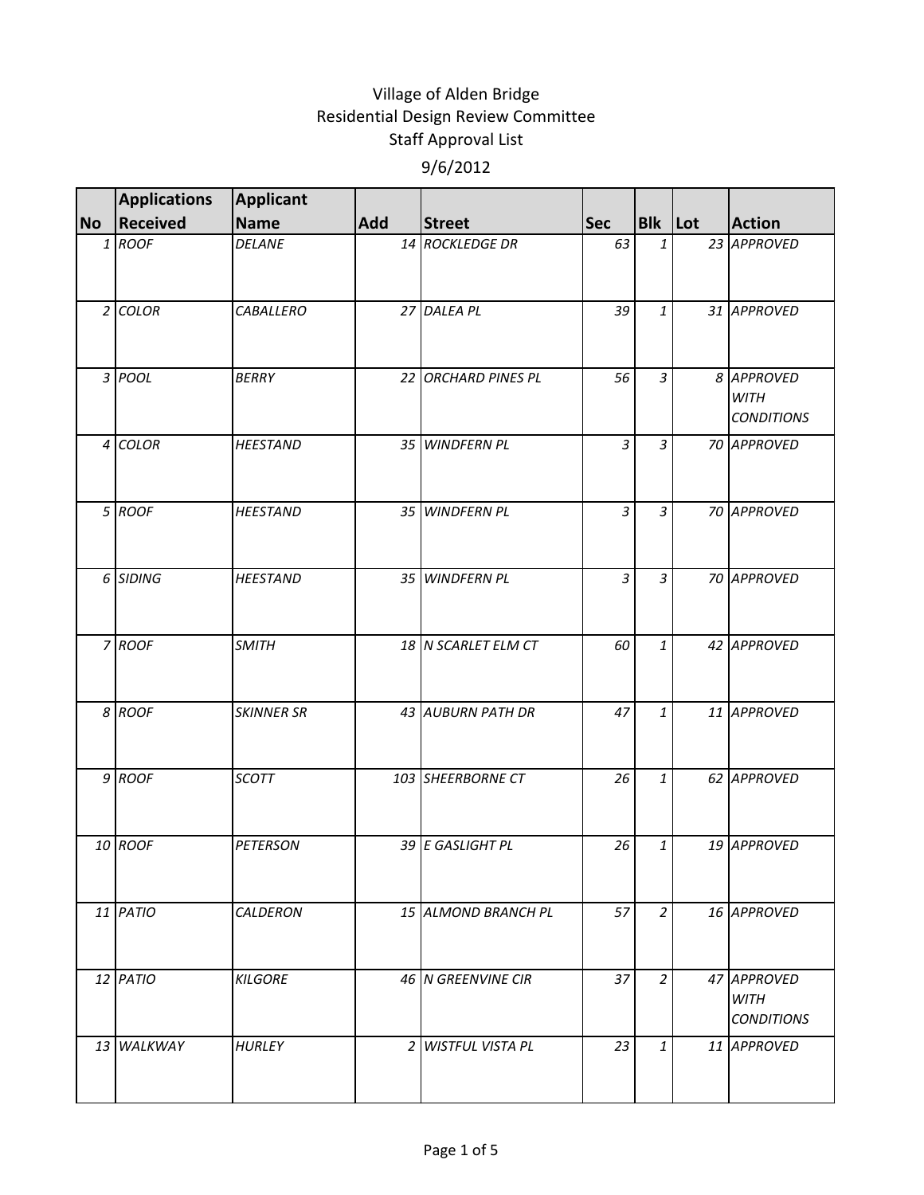# Village of Alden Bridge
## Residential Design Review Committee
### Staff Approval List
9/6/2012

| No | Applications Received | Applicant Name | Add | Street | Sec | Blk | Lot | Action |
|---|---|---|---|---|---|---|---|---|
| 1 | ROOF | DELANE | 14 | ROCKLEDGE DR | 63 | 1 | 23 | APPROVED |
| 2 | COLOR | CABALLERO | 27 | DALEA PL | 39 | 1 | 31 | APPROVED |
| 3 | POOL | BERRY | 22 | ORCHARD PINES PL | 56 | 3 | 8 | APPROVED WITH CONDITIONS |
| 4 | COLOR | HEESTAND | 35 | WINDFERN PL | 3 | 3 | 70 | APPROVED |
| 5 | ROOF | HEESTAND | 35 | WINDFERN PL | 3 | 3 | 70 | APPROVED |
| 6 | SIDING | HEESTAND | 35 | WINDFERN PL | 3 | 3 | 70 | APPROVED |
| 7 | ROOF | SMITH | 18 | N SCARLET ELM CT | 60 | 1 | 42 | APPROVED |
| 8 | ROOF | SKINNER SR | 43 | AUBURN PATH DR | 47 | 1 | 11 | APPROVED |
| 9 | ROOF | SCOTT | 103 | SHEERBORNE CT | 26 | 1 | 62 | APPROVED |
| 10 | ROOF | PETERSON | 39 | E GASLIGHT PL | 26 | 1 | 19 | APPROVED |
| 11 | PATIO | CALDERON | 15 | ALMOND BRANCH PL | 57 | 2 | 16 | APPROVED |
| 12 | PATIO | KILGORE | 46 | N GREENVINE CIR | 37 | 2 | 47 | APPROVED WITH CONDITIONS |
| 13 | WALKWAY | HURLEY | 2 | WISTFUL VISTA PL | 23 | 1 | 11 | APPROVED |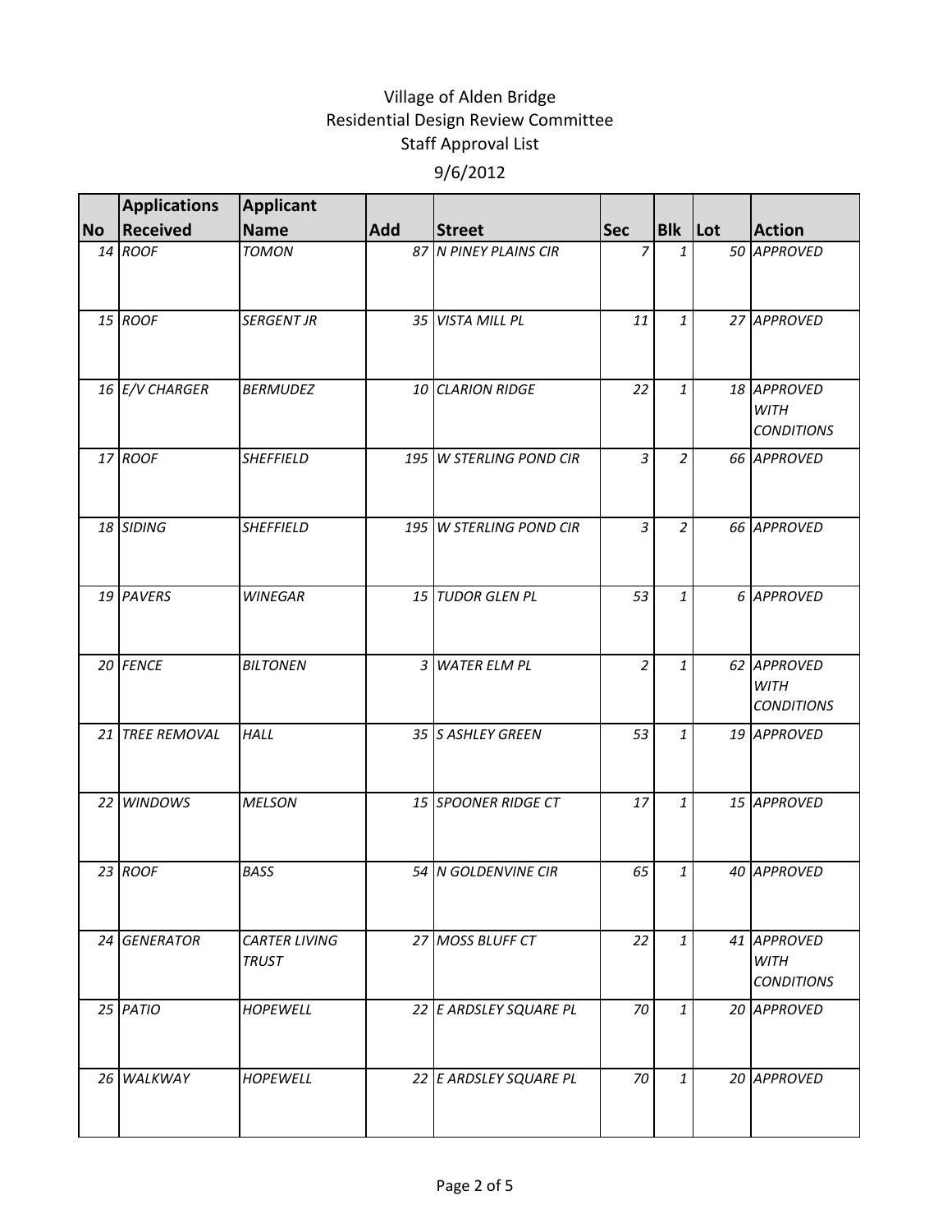Village of Alden Bridge
Residential Design Review Committee
Staff Approval List
9/6/2012

| No | Applications Received | Applicant Name | Add | Street | Sec | Blk | Lot | Action |
|---|---|---|---|---|---|---|---|---|
| 14 | ROOF | TOMON | 87 | N PINEY PLAINS CIR | 7 | 1 | 50 | APPROVED |
| 15 | ROOF | SERGENT JR | 35 | VISTA MILL PL | 11 | 1 | 27 | APPROVED |
| 16 | E/V CHARGER | BERMUDEZ | 10 | CLARION RIDGE | 22 | 1 | 18 | APPROVED WITH CONDITIONS |
| 17 | ROOF | SHEFFIELD | 195 | W STERLING POND CIR | 3 | 2 | 66 | APPROVED |
| 18 | SIDING | SHEFFIELD | 195 | W STERLING POND CIR | 3 | 2 | 66 | APPROVED |
| 19 | PAVERS | WINEGAR | 15 | TUDOR GLEN PL | 53 | 1 | 6 | APPROVED |
| 20 | FENCE | BILTONEN | 3 | WATER ELM PL | 2 | 1 | 62 | APPROVED WITH CONDITIONS |
| 21 | TREE REMOVAL | HALL | 35 | S ASHLEY GREEN | 53 | 1 | 19 | APPROVED |
| 22 | WINDOWS | MELSON | 15 | SPOONER RIDGE CT | 17 | 1 | 15 | APPROVED |
| 23 | ROOF | BASS | 54 | N GOLDENVINE CIR | 65 | 1 | 40 | APPROVED |
| 24 | GENERATOR | CARTER LIVING TRUST | 27 | MOSS BLUFF CT | 22 | 1 | 41 | APPROVED WITH CONDITIONS |
| 25 | PATIO | HOPEWELL | 22 | E ARDSLEY SQUARE PL | 70 | 1 | 20 | APPROVED |
| 26 | WALKWAY | HOPEWELL | 22 | E ARDSLEY SQUARE PL | 70 | 1 | 20 | APPROVED |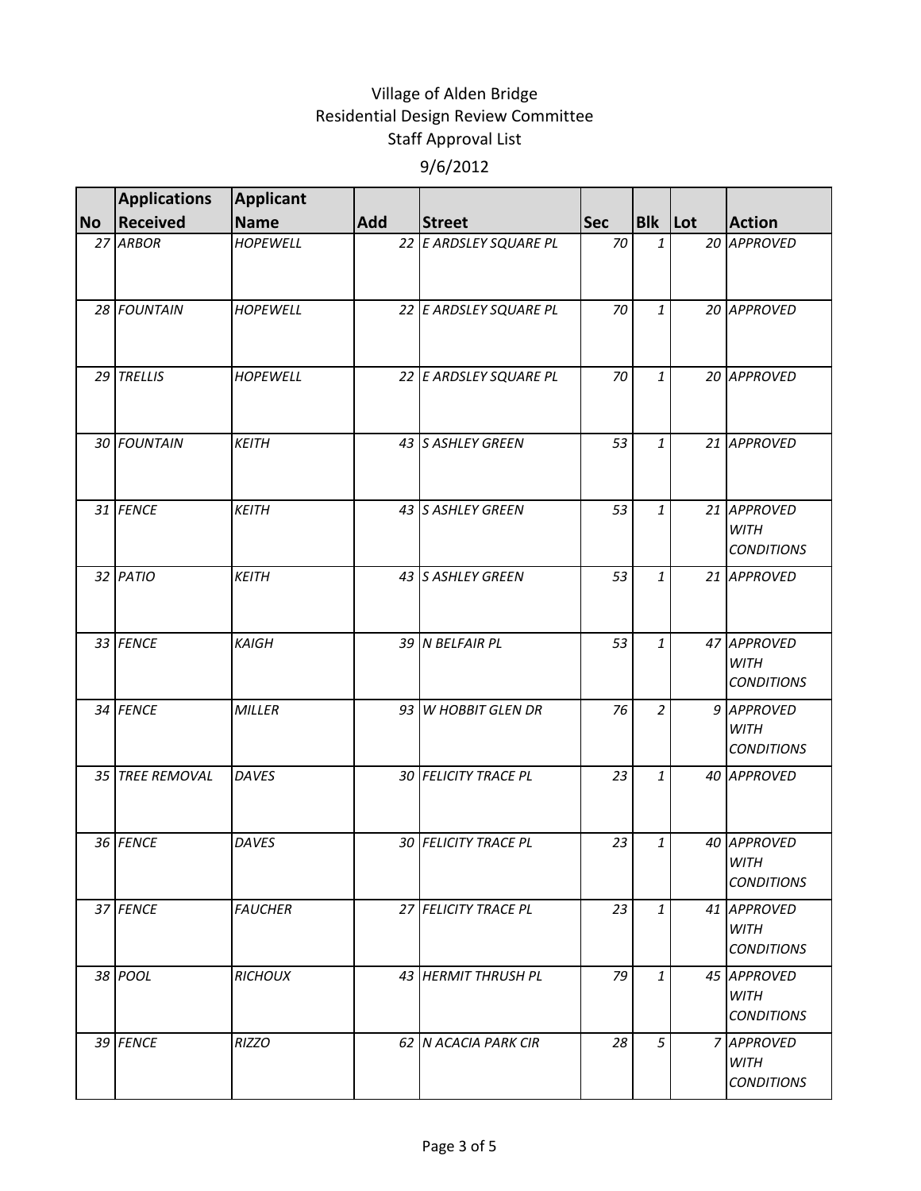Village of Alden Bridge
Residential Design Review Committee
Staff Approval List

9/6/2012

| No | Applications Received | Applicant Name | Add | Street | Sec | Blk | Lot | Action |
|---|---|---|---|---|---|---|---|---|
| 27 | ARBOR | HOPEWELL | 22 | E ARDSLEY SQUARE PL | 70 | 1 | 20 | APPROVED |
| 28 | FOUNTAIN | HOPEWELL | 22 | E ARDSLEY SQUARE PL | 70 | 1 | 20 | APPROVED |
| 29 | TRELLIS | HOPEWELL | 22 | E ARDSLEY SQUARE PL | 70 | 1 | 20 | APPROVED |
| 30 | FOUNTAIN | KEITH | 43 | S ASHLEY GREEN | 53 | 1 | 21 | APPROVED |
| 31 | FENCE | KEITH | 43 | S ASHLEY GREEN | 53 | 1 | 21 | APPROVED WITH CONDITIONS |
| 32 | PATIO | KEITH | 43 | S ASHLEY GREEN | 53 | 1 | 21 | APPROVED |
| 33 | FENCE | KAIGH | 39 | N BELFAIR PL | 53 | 1 | 47 | APPROVED WITH CONDITIONS |
| 34 | FENCE | MILLER | 93 | W HOBBIT GLEN DR | 76 | 2 | 9 | APPROVED WITH CONDITIONS |
| 35 | TREE REMOVAL | DAVES | 30 | FELICITY TRACE PL | 23 | 1 | 40 | APPROVED |
| 36 | FENCE | DAVES | 30 | FELICITY TRACE PL | 23 | 1 | 40 | APPROVED WITH CONDITIONS |
| 37 | FENCE | FAUCHER | 27 | FELICITY TRACE PL | 23 | 1 | 41 | APPROVED WITH CONDITIONS |
| 38 | POOL | RICHOUX | 43 | HERMIT THRUSH PL | 79 | 1 | 45 | APPROVED WITH CONDITIONS |
| 39 | FENCE | RIZZO | 62 | N ACACIA PARK CIR | 28 | 5 | 7 | APPROVED WITH CONDITIONS |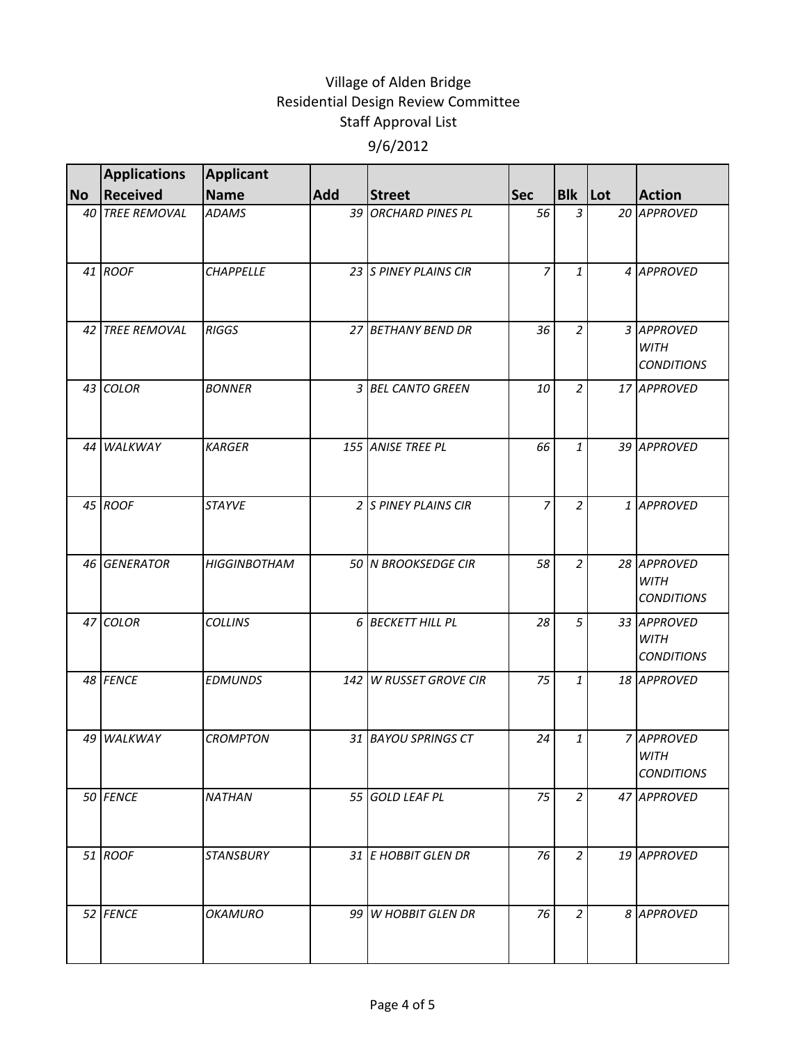Village of Alden Bridge
Residential Design Review Committee
Staff Approval List
9/6/2012

| No | Applications Received | Applicant Name | Add | Street | Sec | Blk | Lot | Action |
|---|---|---|---|---|---|---|---|---|
| 40 | TREE REMOVAL | ADAMS | 39 | ORCHARD PINES PL | 56 | 3 | 20 | APPROVED |
| 41 | ROOF | CHAPPELLE | 23 | S PINEY PLAINS CIR | 7 | 1 | 4 | APPROVED |
| 42 | TREE REMOVAL | RIGGS | 27 | BETHANY BEND DR | 36 | 2 | 3 | APPROVED WITH CONDITIONS |
| 43 | COLOR | BONNER | 3 | BEL CANTO GREEN | 10 | 2 | 17 | APPROVED |
| 44 | WALKWAY | KARGER | 155 | ANISE TREE PL | 66 | 1 | 39 | APPROVED |
| 45 | ROOF | STAYVE | 2 | S PINEY PLAINS CIR | 7 | 2 | 1 | APPROVED |
| 46 | GENERATOR | HIGGINBOTHAM | 50 | N BROOKSEDGE CIR | 58 | 2 | 28 | APPROVED WITH CONDITIONS |
| 47 | COLOR | COLLINS | 6 | BECKETT HILL PL | 28 | 5 | 33 | APPROVED WITH CONDITIONS |
| 48 | FENCE | EDMUNDS | 142 | W RUSSET GROVE CIR | 75 | 1 | 18 | APPROVED |
| 49 | WALKWAY | CROMPTON | 31 | BAYOU SPRINGS CT | 24 | 1 | 7 | APPROVED WITH CONDITIONS |
| 50 | FENCE | NATHAN | 55 | GOLD LEAF PL | 75 | 2 | 47 | APPROVED |
| 51 | ROOF | STANSBURY | 31 | E HOBBIT GLEN DR | 76 | 2 | 19 | APPROVED |
| 52 | FENCE | OKAMURO | 99 | W HOBBIT GLEN DR | 76 | 2 | 8 | APPROVED |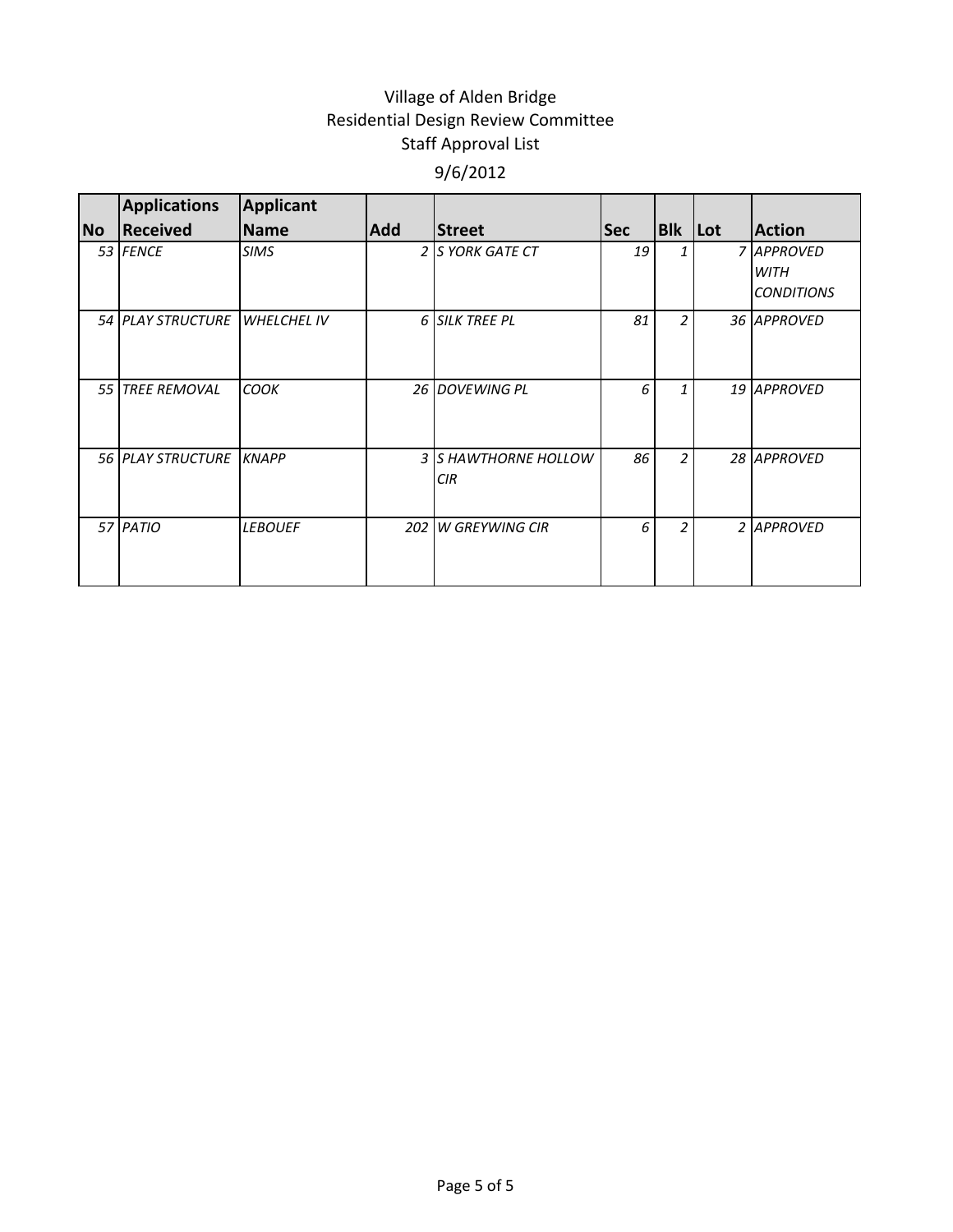# Village of Alden Bridge
## Residential Design Review Committee
### Staff Approval List
### 9/6/2012

| No | Applications Received | Applicant Name | Add | Street | Sec | Blk | Lot | Action |
|---|---|---|---|---|---|---|---|---|
| *53* | *FENCE* | *SIMS* | *2* | *S YORK GATE CT* | *19* | *1* | *7* | *APPROVED WITH CONDITIONS* |
| *54* | *PLAY STRUCTURE* | *WHELCHEL IV* | *6* | *SILK TREE PL* | *81* | *2* | *36* | *APPROVED* |
| *55* | *TREE REMOVAL* | *COOK* | *26* | *DOVEWING PL* | *6* | *1* | *19* | *APPROVED* |
| *56* | *PLAY STRUCTURE* | *KNAPP* | *3* | *S HAWTHORNE HOLLOW CIR* | *86* | *2* | *28* | *APPROVED* |
| *57* | *PATIO* | *LEBOUEF* | *202* | *W GREYWING CIR* | *6* | *2* | *2* | *APPROVED* |